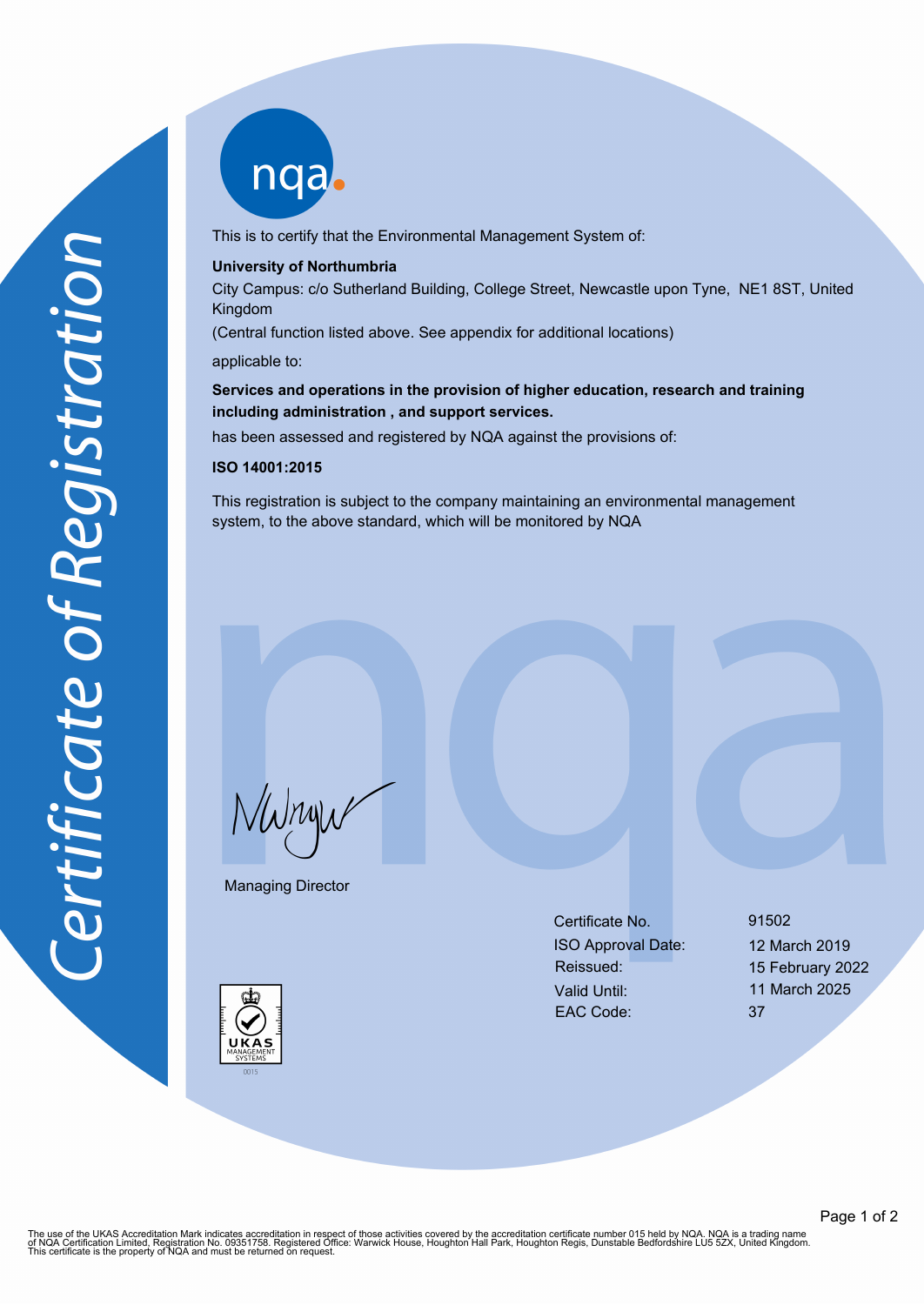# Certificate of Registration

This is to certify that the Environmental Management System of:

**University of Northumbria**

City Campus: c/o Sutherland Building, College Street, Newcastle upon Tyne, NE1 8ST, United Kingdom

(Central function listed above. See appendix for additional locations)

applicable to:

**Services and operations in the provision of higher education, research and training including administration , and support services.**

has been assessed and registered by NQA against the provisions of:

**ISO 14001:2015**

This registration is subject to the company maintaining an environmental management system, to the above standard, which will be monitored by NQA

Managing Director

| | |
|---|---|
| Certificate No. | 91502 |
| ISO Approval Date: | 12 March 2019 |
| Reissued: | 15 February 2022 |
| Valid Until: | 11 March 2025 |
| EAC Code: | 37 |

UKAS MANAGEMENT SYSTEMS 0015

The use of the UKAS Accreditation Mark indicates accreditation in respect of those activities covered by the accreditation certificate number 015 held by NQA. NQA is a trading name of NQA Certification Limited, Registration No. 09351758. Registered Office: Warwick House, Houghton Hall Park, Houghton Regis, Dunstable Bedfordshire LU5 5ZX, United Kingdom. This certificate is the property of NQA and must be returned on request.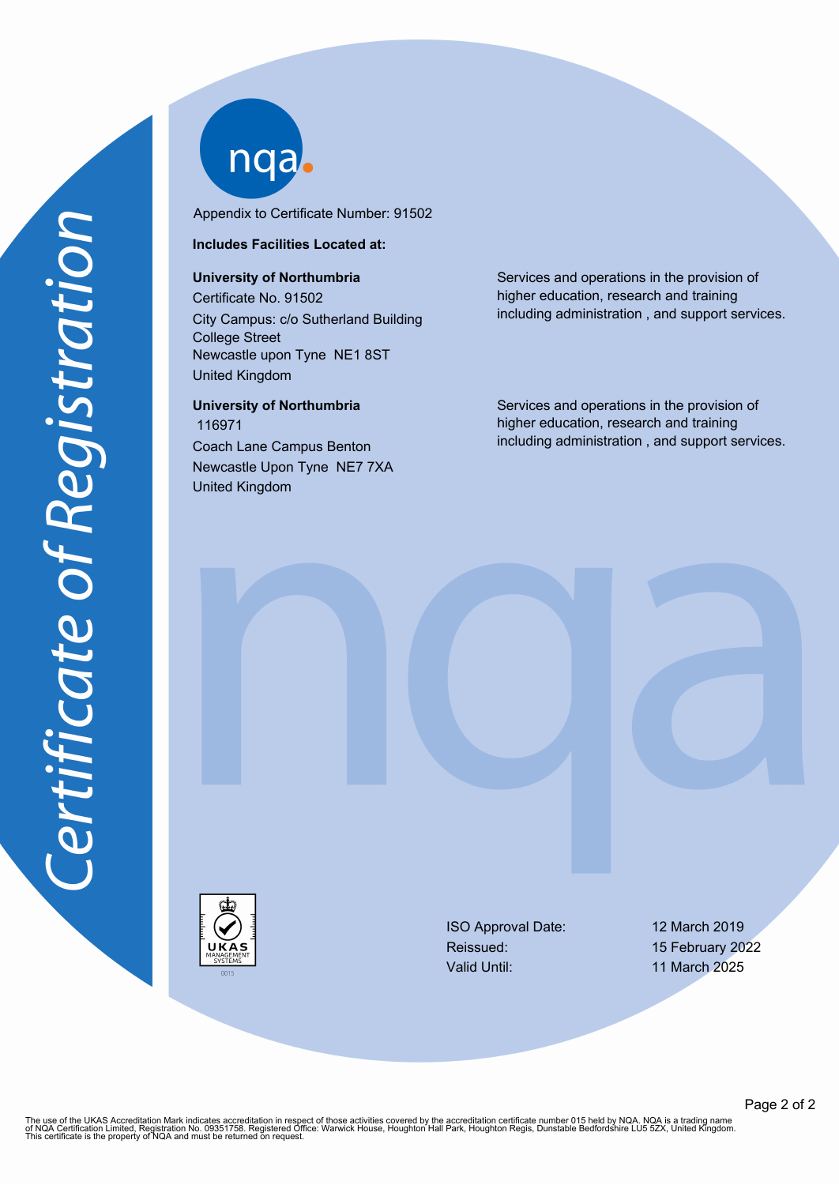Certificate of Registration

nqa

Appendix to Certificate Number: 91502

**Includes Facilities Located at:**

**University of Northumbria**
Certificate No. 91502
City Campus: c/o Sutherland Building
College Street
Newcastle upon Tyne NE1 8ST
United Kingdom

Services and operations in the provision of higher education, research and training including administration , and support services.

**University of Northumbria**
116971
Coach Lane Campus Benton
Newcastle Upon Tyne NE7 7XA
United Kingdom

Services and operations in the provision of higher education, research and training including administration , and support services.

UKAS MANAGEMENT SYSTEMS 0015

| | |
|---|---|
| ISO Approval Date: | 12 March 2019 |
| Reissued: | 15 February 2022 |
| Valid Until: | 11 March 2025 |

The use of the UKAS Accreditation Mark indicates accreditation in respect of those activities covered by the accreditation certificate number 015 held by NQA. NQA is a trading name of NQA Certification Limited, Registration No. 09351758. Registered Office: Warwick House, Houghton Hall Park, Houghton Regis, Dunstable Bedfordshire LU5 5ZX, United Kingdom. This certificate is the property of NQA and must be returned on request.